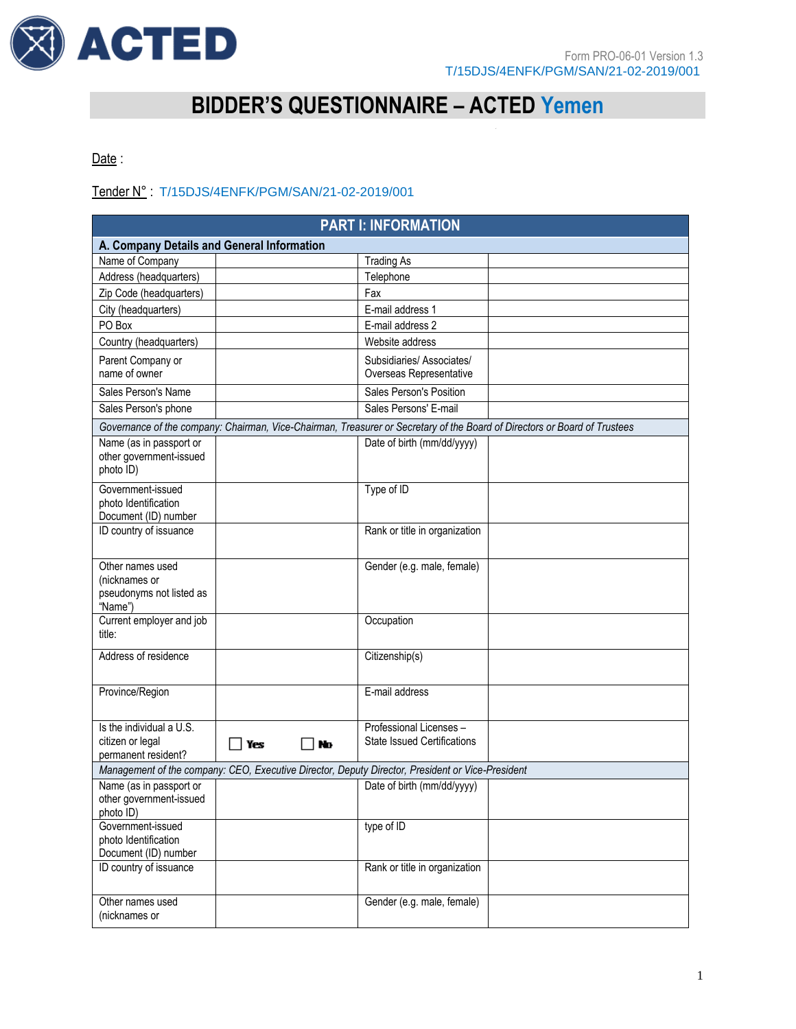Form PRO-06-01 Version 1.3
T/15DJS/4ENFK/PGM/SAN/21-02-2019/001

# BIDDER'S QUESTIONNAIRE – ACTED Yemen

Date :

Tender N° : T/15DJS/4ENFK/PGM/SAN/21-02-2019/001

| PART I: INFORMATION | | | |
|---|---|---|---|
| **A. Company Details and General Information** | | | |
| Name of Company | | Trading As | |
| Address (headquarters) | | Telephone | |
| Zip Code (headquarters) | | Fax | |
| City (headquarters) | | E-mail address 1 | |
| PO Box | | E-mail address 2 | |
| Country (headquarters) | | Website address | |
| Parent Company or name of owner | | Subsidiaries/ Associates/ Overseas Representative | |
| Sales Person's Name | | Sales Person's Position | |
| Sales Person's phone | | Sales Persons' E-mail | |
| *Governance of the company: Chairman, Vice-Chairman, Treasurer or Secretary of the Board of Directors or Board of Trustees* | | | |
| Name (as in passport or other government-issued photo ID) | | Date of birth (mm/dd/yyyy) | |
| Government-issued photo Identification Document (ID) number | | Type of ID | |
| ID country of issuance | | Rank or title in organization | |
| Other names used (nicknames or pseudonyms not listed as "Name") | | Gender (e.g. male, female) | |
| Current employer and job title: | | Occupation | |
| Address of residence | | Citizenship(s) | |
| Province/Region | | E-mail address | |
| Is the individual a U.S. citizen or legal permanent resident? | ☐ Yes ☐ No | Professional Licenses – State Issued Certifications | |
| *Management of the company: CEO, Executive Director, Deputy Director, President or Vice-President* | | | |
| Name (as in passport or other government-issued photo ID) | | Date of birth (mm/dd/yyyy) | |
| Government-issued photo Identification Document (ID) number | | type of ID | |
| ID country of issuance | | Rank or title in organization | |
| Other names used (nicknames or | | Gender (e.g. male, female) | |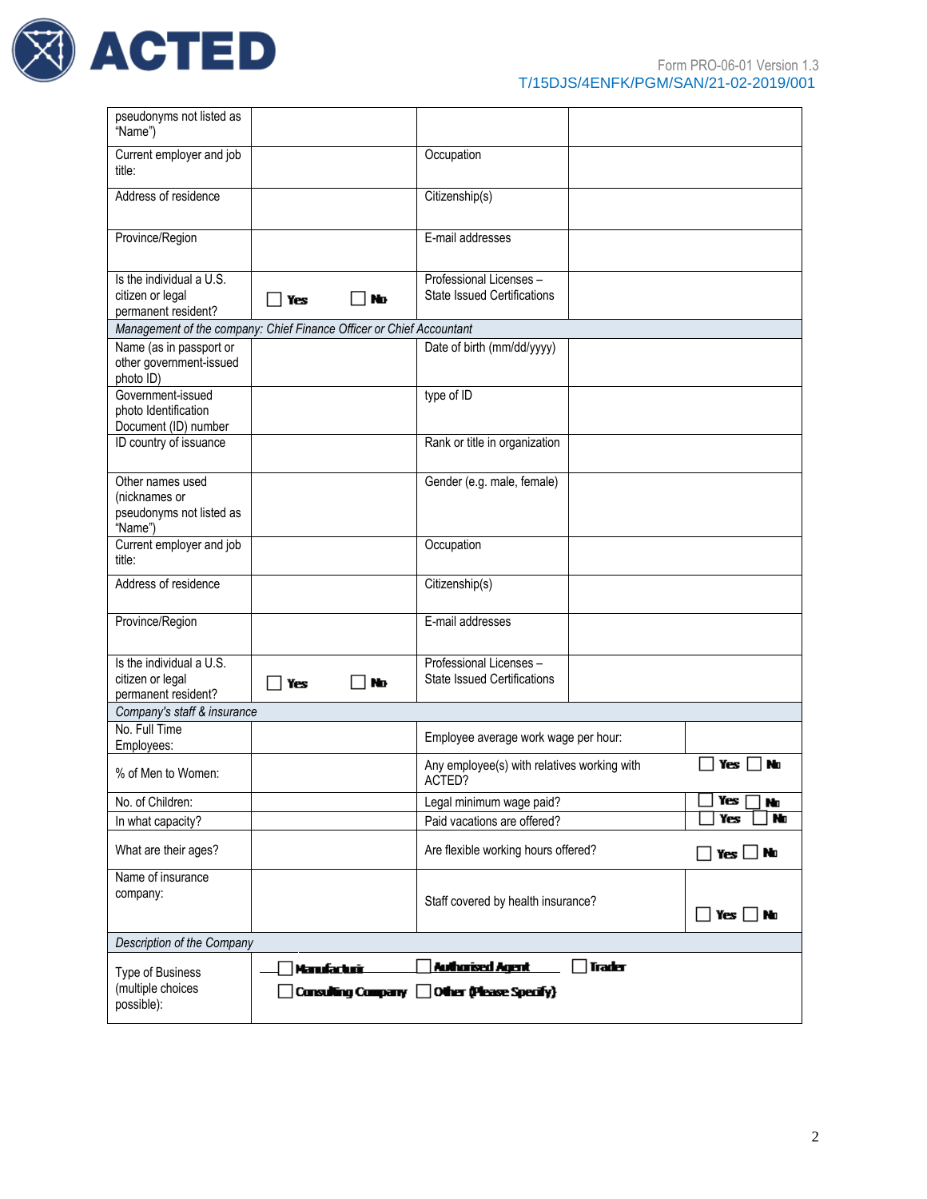| | | | |
|---|---|---|---|
| pseudonyms not listed as "Name") | | | |
| Current employer and job title: | | Occupation | |
| Address of residence | | Citizenship(s) | |
| Province/Region | | E-mail addresses | |
| Is the individual a U.S. citizen or legal permanent resident? | ☐ Yes ☐ No | Professional Licenses – State Issued Certifications | |
| *Management of the company: Chief Finance Officer or Chief Accountant* | | | |
| Name (as in passport or other government-issued photo ID) | | Date of birth (mm/dd/yyyy) | |
| Government-issued photo Identification Document (ID) number | | type of ID | |
| ID country of issuance | | Rank or title in organization | |
| Other names used (nicknames or pseudonyms not listed as "Name") | | Gender (e.g. male, female) | |
| Current employer and job title: | | Occupation | |
| Address of residence | | Citizenship(s) | |
| Province/Region | | E-mail addresses | |
| Is the individual a U.S. citizen or legal permanent resident? | ☐ Yes ☐ No | Professional Licenses – State Issued Certifications | |
| *Company's staff & insurance* | | | |
| No. Full Time Employees: | | Employee average work wage per hour: | |
| % of Men to Women: | | Any employee(s) with relatives working with ACTED? | ☐ Yes ☐ No |
| No. of Children: | | Legal minimum wage paid? | ☐ Yes ☐ No |
| In what capacity? | | Paid vacations are offered? | ☐ Yes ☐ No |
| What are their ages? | | Are flexible working hours offered? | ☐ Yes ☐ No |
| Name of insurance company: | | Staff covered by health insurance? | ☐ Yes ☐ No |
| *Description of the Company* | | | |
| Type of Business (multiple choices possible): | ☐ Manufacturer ☐ Authorised Agent ☐ Trader ☐ Consulting Company ☐ Other (Please Specify) | | |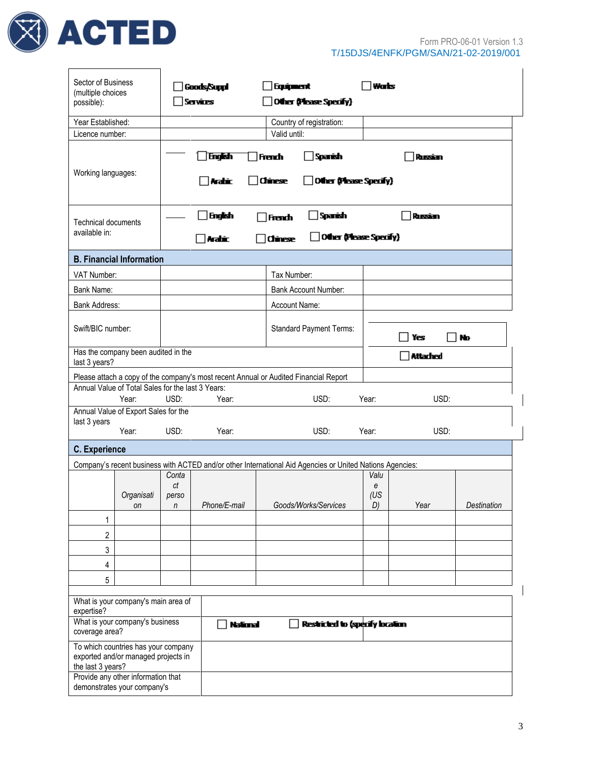Form PRO-06-01 Version 1.3
T/15DJS/4ENFK/PGM/SAN/21-02-2019/001

| | | | |
|---|---|---|---|
| Sector of Business (multiple choices possible): | ☐ Goods/Suppl ☐ Services ☐ Equipment ☐ Other (Please Specify) ☐ Works | | |
| Year Established: | | Country of registration: | |
| Licence number: | | Valid until: | |
| Working languages: | ☐ English ☐ French ☐ Spanish ☐ Russian ☐ Arabic ☐ Chinese ☐ Other (Please Specify) | | |
| Technical documents available in: | ☐ English ☐ French ☐ Spanish ☐ Russian ☐ Arabic ☐ Chinese ☐ Other (Please Specify) | | |

## B. Financial Information

| | | | |
|---|---|---|---|
| VAT Number: | | Tax Number: | |
| Bank Name: | | Bank Account Number: | |
| Bank Address: | | Account Name: | |
| Swift/BIC number: | | Standard Payment Terms: | |
| Has the company been audited in the last 3 years? | | | ☐ Yes ☐ No |
| Please attach a copy of the company's most recent Annual or Audited Financial Report | | | ☐ Attached |

Annual Value of Total Sales for the last 3 Years:

| Year: | USD: | Year: | USD: | Year: | USD: |
|---|---|---|---|---|---|

Annual Value of Export Sales for the last 3 years

| Year: | USD: | Year: | USD: | Year: | USD: |
|---|---|---|---|---|---|

## C. Experience

Company's recent business with ACTED and/or other International Aid Agencies or United Nations Agencies:

| | *Organisation* | *Contact person* | *Phone/E-mail* | *Goods/Works/Services* | *Value (USD)* | *Year* | *Destination* |
|---|---|---|---|---|---|---|---|
| 1 | | | | | | | |
| 2 | | | | | | | |
| 3 | | | | | | | |
| 4 | | | | | | | |
| 5 | | | | | | | |

| | |
|---|---|
| What is your company's main area of expertise? | |
| What is your company's business coverage area? | ☐ National ☐ Restricted to (specify location |
| To which countries has your company exported and/or managed projects in the last 3 years? | |
| Provide any other information that demonstrates your company's | |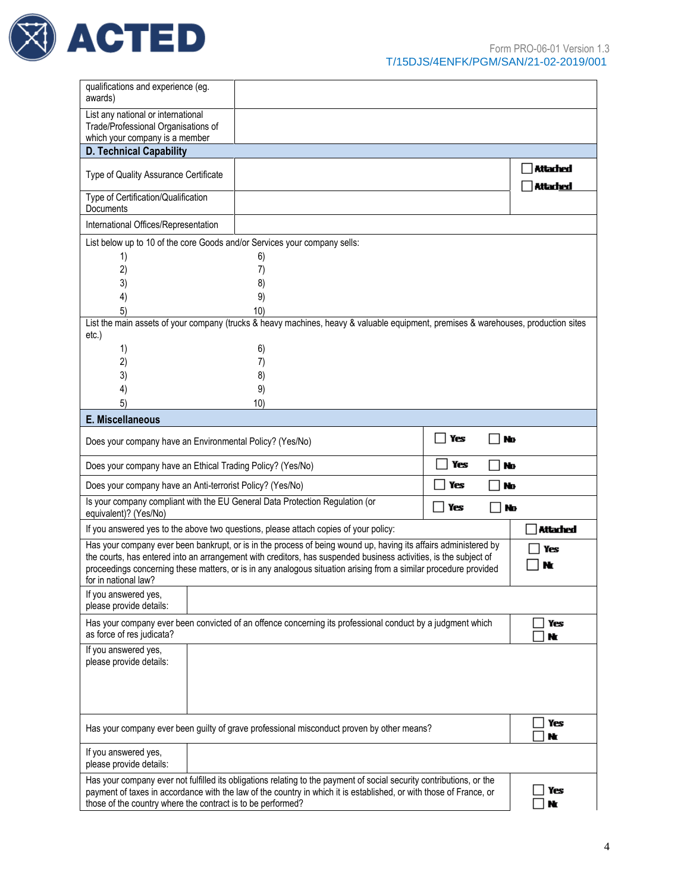| | | |
|---|---|---|
| qualifications and experience (eg. awards) | | |
| List any national or international Trade/Professional Organisations of which your company is a member | | |

**D. Technical Capability**

| | | |
|---|---|---|
| Type of Quality Assurance Certificate | | ☐ Attached |
| Type of Certification/Qualification Documents | | ☐ Attached |
| International Offices/Representation | | |

List below up to 10 of the core Goods and/or Services your company sells:

| | |
|---|---|
| 1) | 6) |
| 2) | 7) |
| 3) | 8) |
| 4) | 9) |
| 5) | 10) |

List the main assets of your company (trucks & heavy machines, heavy & valuable equipment, premises & warehouses, production sites etc.)

| | |
|---|---|
| 1) | 6) |
| 2) | 7) |
| 3) | 8) |
| 4) | 9) |
| 5) | 10) |

**E. Miscellaneous**

| | |
|---|---|
| Does your company have an Environmental Policy? (Yes/No) | ☐ Yes ☐ No |
| Does your company have an Ethical Trading Policy? (Yes/No) | ☐ Yes ☐ No |
| Does your company have an Anti-terrorist Policy? (Yes/No) | ☐ Yes ☐ No |
| Is your company compliant with the EU General Data Protection Regulation (or equivalent)? (Yes/No) | ☐ Yes ☐ No |
| If you answered yes to the above two questions, please attach copies of your policy: | ☐ Attached |
| Has your company ever been bankrupt, or is in the process of being wound up, having its affairs administered by the courts, has entered into an arrangement with creditors, has suspended business activities, is the subject of proceedings concerning these matters, or is in any analogous situation arising from a similar procedure provided for in national law? | ☐ Yes ☐ No |
| If you answered yes, please provide details: | |
| Has your company ever been convicted of an offence concerning its professional conduct by a judgment which as force of res judicata? | ☐ Yes ☐ No |
| If you answered yes, please provide details: | |
| Has your company ever been guilty of grave professional misconduct proven by other means? | ☐ Yes ☐ No |
| If you answered yes, please provide details: | |
| Has your company ever not fulfilled its obligations relating to the payment of social security contributions, or the payment of taxes in accordance with the law of the country in which it is established, or with those of France, or those of the country where the contract is to be performed? | ☐ Yes ☐ No |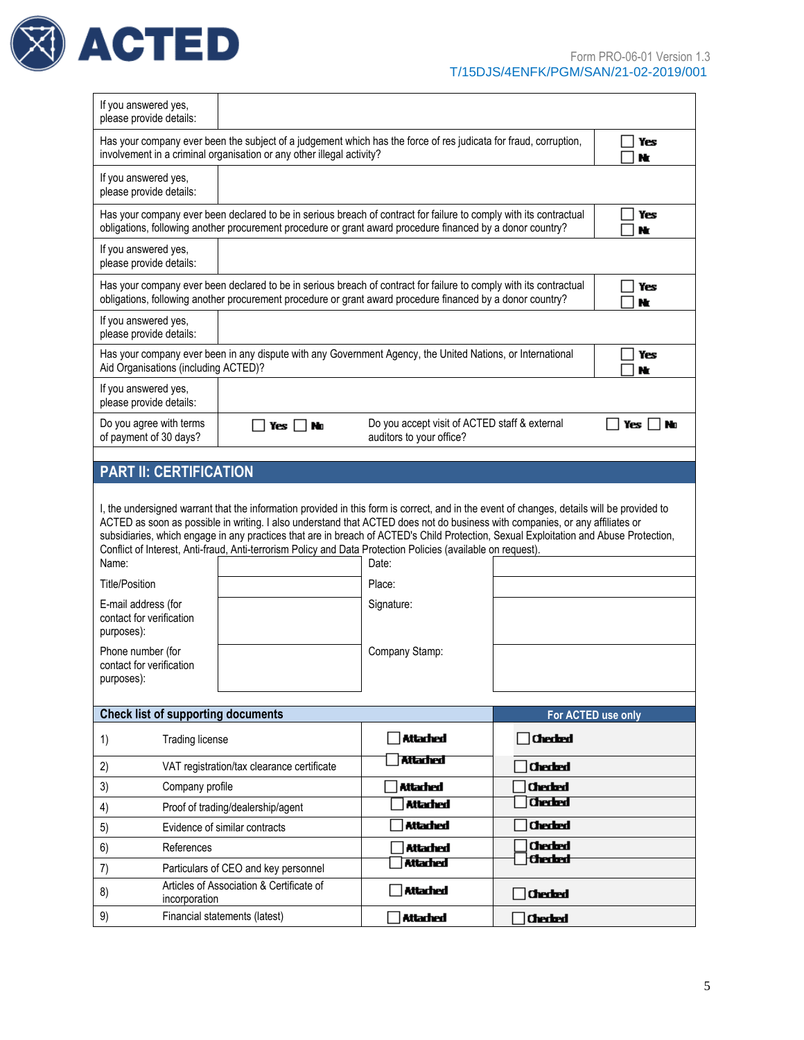ACTED

Form PRO-06-01 Version 1.3
T/15DJS/4ENFK/PGM/SAN/21-02-2019/001

| | | | |
|---|---|---|---|
| If you answered yes, please provide details: | | | |
| Has your company ever been the subject of a judgement which has the force of res judicata for fraud, corruption, involvement in a criminal organisation or any other illegal activity? | | | ☐ Yes ☐ No |
| If you answered yes, please provide details: | | | |
| Has your company ever been declared to be in serious breach of contract for failure to comply with its contractual obligations, following another procurement procedure or grant award procedure financed by a donor country? | | | ☐ Yes ☐ No |
| If you answered yes, please provide details: | | | |
| Has your company ever been declared to be in serious breach of contract for failure to comply with its contractual obligations, following another procurement procedure or grant award procedure financed by a donor country? | | | ☐ Yes ☐ No |
| If you answered yes, please provide details: | | | |
| Has your company ever been in any dispute with any Government Agency, the United Nations, or International Aid Organisations (including ACTED)? | | | ☐ Yes ☐ No |
| If you answered yes, please provide details: | | | |
| Do you agree with terms of payment of 30 days? | ☐ Yes ☐ No | Do you accept visit of ACTED staff & external auditors to your office? | ☐ Yes ☐ No |

## PART II: CERTIFICATION

I, the undersigned warrant that the information provided in this form is correct, and in the event of changes, details will be provided to ACTED as soon as possible in writing. I also understand that ACTED does not do business with companies, or any affiliates or subsidiaries, which engage in any practices that are in breach of ACTED's Child Protection, Sexual Exploitation and Abuse Protection, Conflict of Interest, Anti-fraud, Anti-terrorism Policy and Data Protection Policies (available on request).

| | | | |
|---|---|---|---|
| Name: | | Date: | |
| Title/Position | | Place: | |
| E-mail address (for contact for verification purposes): | | Signature: | |
| Phone number (for contact for verification purposes): | | Company Stamp: | |

| Check list of supporting documents | | | For ACTED use only |
|---|---|---|---|
| 1) | Trading license | ☐ Attached | ☐ Checked |
| 2) | VAT registration/tax clearance certificate | ☐ Attached | ☐ Checked |
| 3) | Company profile | ☐ Attached | ☐ Checked |
| 4) | Proof of trading/dealership/agent | ☐ Attached | ☐ Checked |
| 5) | Evidence of similar contracts | ☐ Attached | ☐ Checked |
| 6) | References | ☐ Attached | ☐ Checked |
| 7) | Particulars of CEO and key personnel | ☐ Attached | ☐ Checked |
| 8) | Articles of Association & Certificate of incorporation | ☐ Attached | ☐ Checked |
| 9) | Financial statements (latest) | ☐ Attached | ☐ Checked |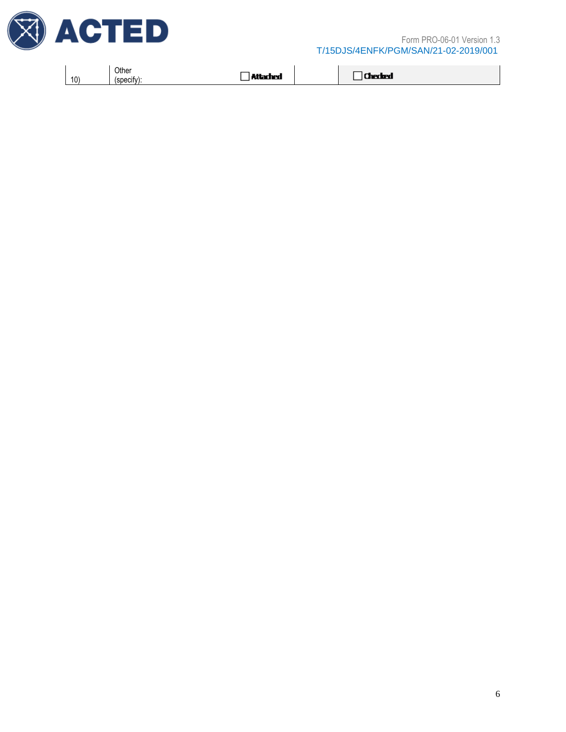| | | | | |
|---|---|---|---|---|
| 10) | Other (specify): | ☐ Attached | | ☐ Checked |